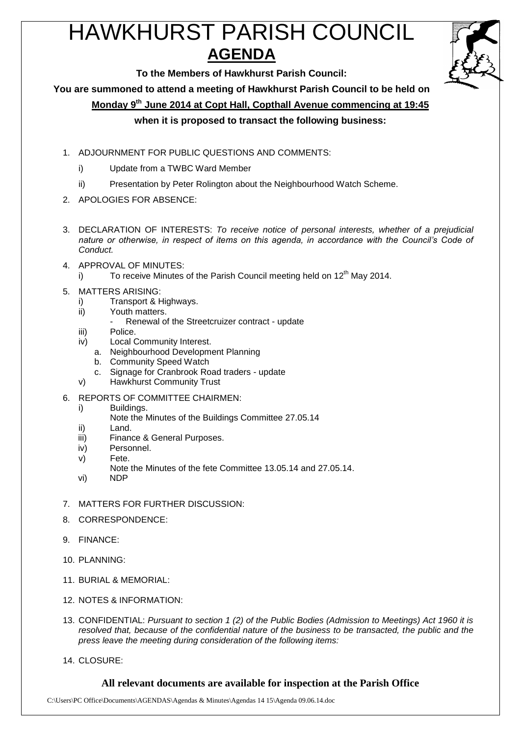# HAWKHURST PARISH COUNCIL

## AGENDA

**To the Members of Hawkhurst Parish Council:**

**You are summoned to attend a meeting of Hawkhurst Parish Council to be held on**

**Monday 9th June 2014 at Copt Hall, Copthall Avenue commencing at 19:45**

**when it is proposed to transact the following business:**

1. ADJOURNMENT FOR PUBLIC QUESTIONS AND COMMENTS:
   - i) Update from a TWBC Ward Member
   - ii) Presentation by Peter Rolington about the Neighbourhood Watch Scheme.
2. APOLOGIES FOR ABSENCE:
3. DECLARATION OF INTERESTS: *To receive notice of personal interests, whether of a prejudicial nature or otherwise, in respect of items on this agenda, in accordance with the Council's Code of Conduct.*
4. APPROVAL OF MINUTES:
   - i) To receive Minutes of the Parish Council meeting held on 12th May 2014.
5. MATTERS ARISING:
   - i) Transport & Highways.
   - ii) Youth matters.
     - Renewal of the Streetcruizer contract - update
   - iii) Police.
   - iv) Local Community Interest.
     - a. Neighbourhood Development Planning
     - b. Community Speed Watch
     - c. Signage for Cranbrook Road traders - update
   - v) Hawkhurst Community Trust
6. REPORTS OF COMMITTEE CHAIRMEN:
   - i) Buildings.
     Note the Minutes of the Buildings Committee 27.05.14
   - ii) Land.
   - iii) Finance & General Purposes.
   - iv) Personnel.
   - v) Fete.
     Note the Minutes of the fete Committee 13.05.14 and 27.05.14.
   - vi) NDP
7. MATTERS FOR FURTHER DISCUSSION:
8. CORRESPONDENCE:
9. FINANCE:
10. PLANNING:
11. BURIAL & MEMORIAL:
12. NOTES & INFORMATION:
13. CONFIDENTIAL: *Pursuant to section 1 (2) of the Public Bodies (Admission to Meetings) Act 1960 it is resolved that, because of the confidential nature of the business to be transacted, the public and the press leave the meeting during consideration of the following items:*
14. CLOSURE:

**All relevant documents are available for inspection at the Parish Office**

C:\Users\PC Office\Documents\AGENDAS\Agendas & Minutes\Agendas 14 15\Agenda 09.06.14.doc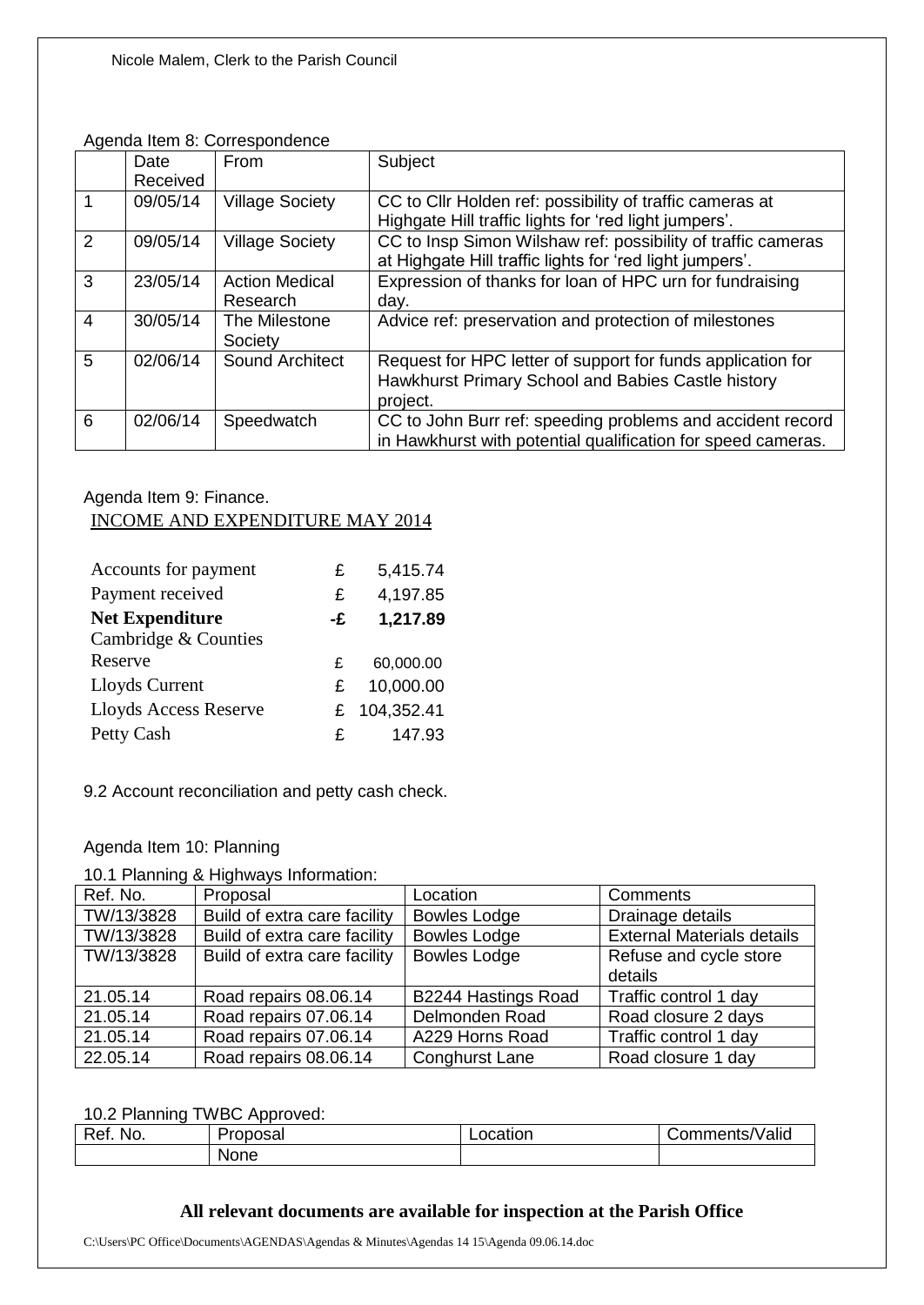Nicole Malem, Clerk to the Parish Council

Agenda Item 8: Correspondence

| | Date Received | From | Subject |
|---|---|---|---|
| 1 | 09/05/14 | Village Society | CC to Cllr Holden ref: possibility of traffic cameras at Highgate Hill traffic lights for 'red light jumpers'. |
| 2 | 09/05/14 | Village Society | CC to Insp Simon Wilshaw ref: possibility of traffic cameras at Highgate Hill traffic lights for 'red light jumpers'. |
| 3 | 23/05/14 | Action Medical Research | Expression of thanks for loan of HPC urn for fundraising day. |
| 4 | 30/05/14 | The Milestone Society | Advice ref: preservation and protection of milestones |
| 5 | 02/06/14 | Sound Architect | Request for HPC letter of support for funds application for Hawkhurst Primary School and Babies Castle history project. |
| 6 | 02/06/14 | Speedwatch | CC to John Burr ref: speeding problems and accident record in Hawkhurst with potential qualification for speed cameras. |

Agenda Item 9: Finance.

INCOME AND EXPENDITURE MAY 2014

| | | |
|---|---|---|
| Accounts for payment | £ | 5,415.74 |
| Payment received | £ | 4,197.85 |
| **Net Expenditure** | **-£** | **1,217.89** |
| Cambridge & Counties Reserve | £ | 60,000.00 |
| Lloyds Current | £ | 10,000.00 |
| Lloyds Access Reserve | £ | 104,352.41 |
| Petty Cash | £ | 147.93 |

9.2 Account reconciliation and petty cash check.

Agenda Item 10: Planning

10.1 Planning & Highways Information:

| Ref. No. | Proposal | Location | Comments |
|---|---|---|---|
| TW/13/3828 | Build of extra care facility | Bowles Lodge | Drainage details |
| TW/13/3828 | Build of extra care facility | Bowles Lodge | External Materials details |
| TW/13/3828 | Build of extra care facility | Bowles Lodge | Refuse and cycle store details |
| 21.05.14 | Road repairs 08.06.14 | B2244 Hastings Road | Traffic control 1 day |
| 21.05.14 | Road repairs 07.06.14 | Delmonden Road | Road closure 2 days |
| 21.05.14 | Road repairs 07.06.14 | A229 Horns Road | Traffic control 1 day |
| 22.05.14 | Road repairs 08.06.14 | Conghurst Lane | Road closure 1 day |

10.2 Planning TWBC Approved:

| Ref. No. | Proposal | Location | Comments/Valid |
|---|---|---|---|
| | None | | |

**All relevant documents are available for inspection at the Parish Office**

C:\Users\PC Office\Documents\AGENDAS\Agendas & Minutes\Agendas 14 15\Agenda 09.06.14.doc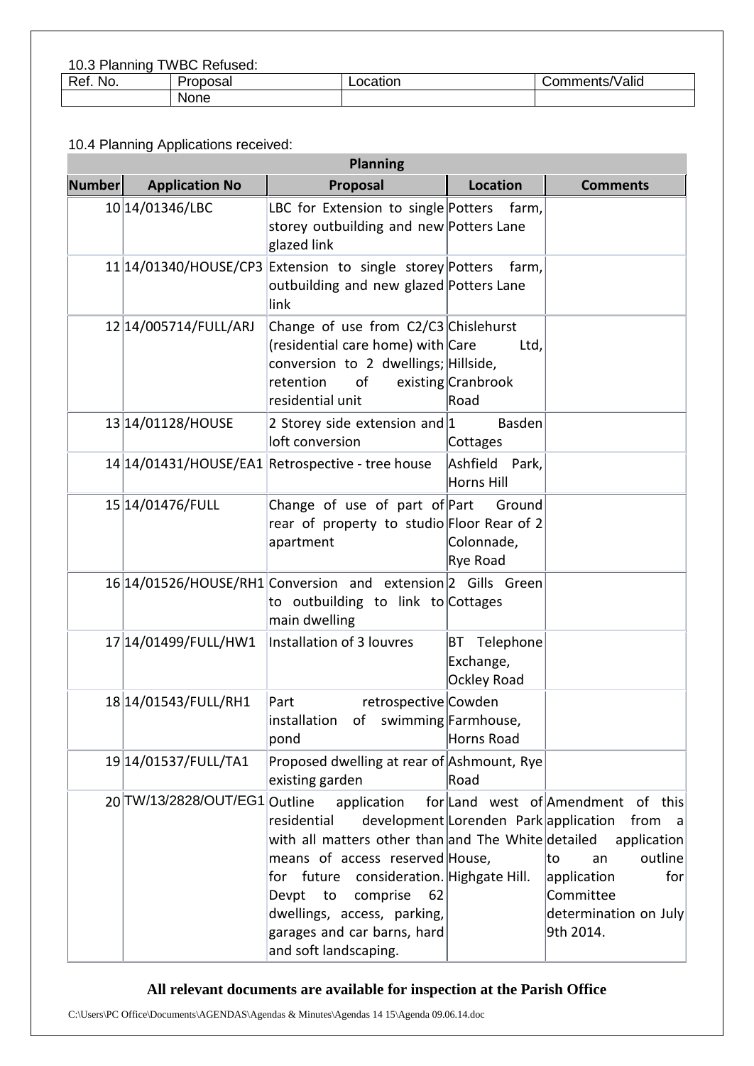10.3 Planning TWBC Refused:

| Ref. No. | Proposal | Location | Comments/Valid |
|---|---|---|---|
| | None | | |

10.4 Planning Applications received:

| Planning | | | | |
|---|---|---|---|---|
| **Number** | **Application No** | **Proposal** | **Location** | **Comments** |
| 10 | 14/01346/LBC | LBC for Extension to single storey outbuilding and new glazed link | Potters farm, Potters Lane | |
| 11 | 14/01340/HOUSE/CP3 | Extension to single storey outbuilding and new glazed link | Potters farm, Potters Lane | |
| 12 | 14/005714/FULL/ARJ | Change of use from C2/C3 (residential care home) with conversion to 2 dwellings; retention of existing residential unit | Chislehurst Care Ltd, Hillside, Cranbrook Road | |
| 13 | 14/01128/HOUSE | 2 Storey side extension and loft conversion | 1 Basden Cottages | |
| 14 | 14/01431/HOUSE/EA1 | Retrospective - tree house | Ashfield Park, Horns Hill | |
| 15 | 14/01476/FULL | Change of use of part of rear of property to studio apartment | Part Ground Floor Rear of 2 Colonnade, Rye Road | |
| 16 | 14/01526/HOUSE/RH1 | Conversion and extension to outbuilding to link to main dwelling | 2 Gills Green Cottages | |
| 17 | 14/01499/FULL/HW1 | Installation of 3 louvres | BT Telephone Exchange, Ockley Road | |
| 18 | 14/01543/FULL/RH1 | Part retrospective installation of swimming pond | Cowden Farmhouse, Horns Road | |
| 19 | 14/01537/FULL/TA1 | Proposed dwelling at rear of existing garden | Ashmount, Rye Road | |
| 20 | TW/13/2828/OUT/EG1 | Outline application for residential development with all matters other than means of access reserved for future consideration. Devpt to comprise 62 dwellings, access, parking, garages and car barns, hard and soft landscaping. | Land west of Lorenden Park and The White House, Highgate Hill. | Amendment of this application from a detailed application to an outline application for Committee determination on July 9th 2014. |

**All relevant documents are available for inspection at the Parish Office**

C:\Users\PC Office\Documents\AGENDAS\Agendas & Minutes\Agendas 14 15\Agenda 09.06.14.doc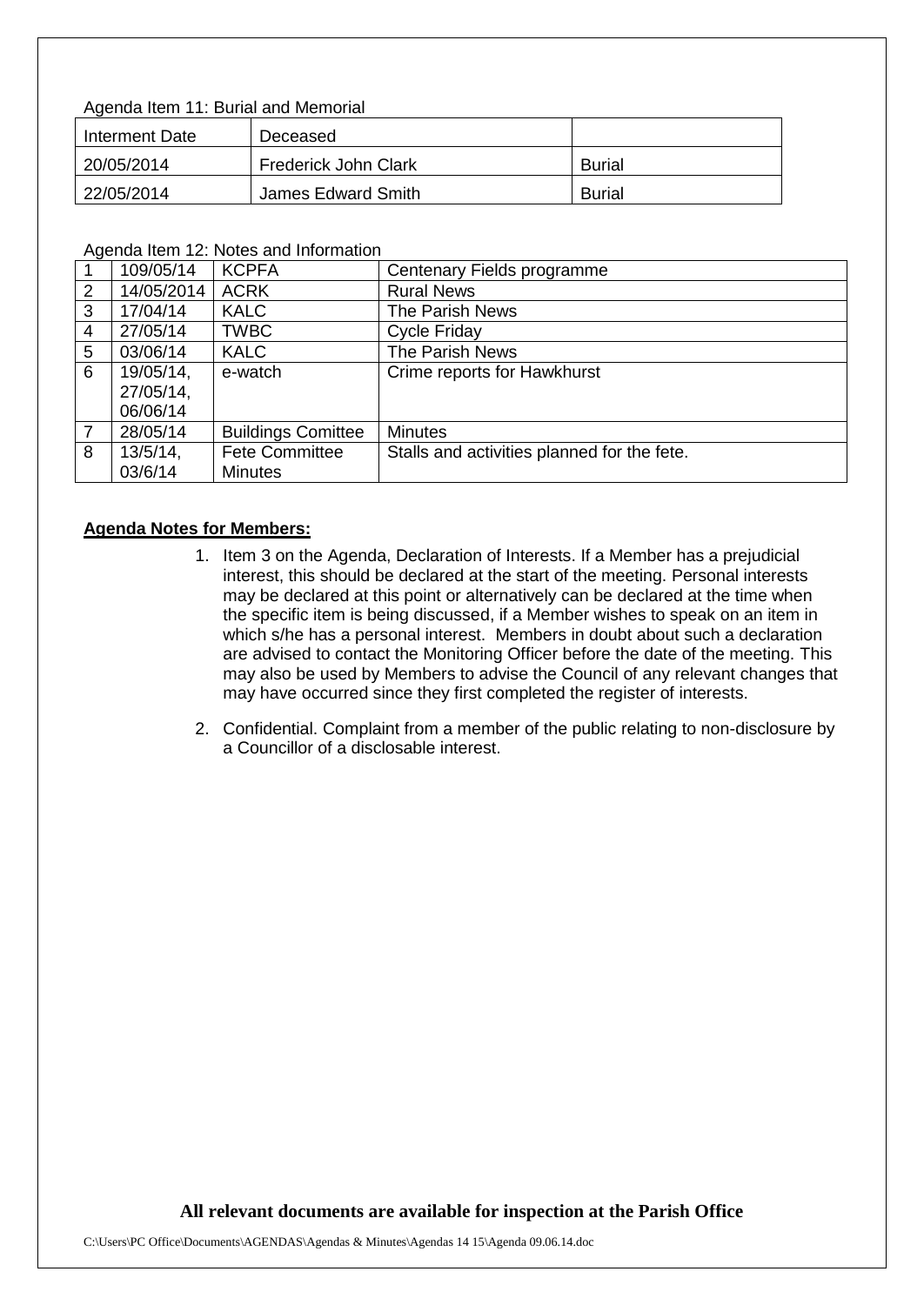Agenda Item 11: Burial and Memorial

| Interment Date | Deceased | |
|---|---|---|
| 20/05/2014 | Frederick John Clark | Burial |
| 22/05/2014 | James Edward Smith | Burial |

Agenda Item 12: Notes and Information

| | | | |
|---|---|---|---|
| 1 | 109/05/14 | KCPFA | Centenary Fields programme |
| 2 | 14/05/2014 | ACRK | Rural News |
| 3 | 17/04/14 | KALC | The Parish News |
| 4 | 27/05/14 | TWBC | Cycle Friday |
| 5 | 03/06/14 | KALC | The Parish News |
| 6 | 19/05/14, 27/05/14, 06/06/14 | e-watch | Crime reports for Hawkhurst |
| 7 | 28/05/14 | Buildings Comittee | Minutes |
| 8 | 13/5/14, 03/6/14 | Fete Committee Minutes | Stalls and activities planned for the fete. |

**Agenda Notes for Members:**

1. Item 3 on the Agenda, Declaration of Interests. If a Member has a prejudicial interest, this should be declared at the start of the meeting. Personal interests may be declared at this point or alternatively can be declared at the time when the specific item is being discussed, if a Member wishes to speak on an item in which s/he has a personal interest. Members in doubt about such a declaration are advised to contact the Monitoring Officer before the date of the meeting. This may also be used by Members to advise the Council of any relevant changes that may have occurred since they first completed the register of interests.

2. Confidential. Complaint from a member of the public relating to non-disclosure by a Councillor of a disclosable interest.

**All relevant documents are available for inspection at the Parish Office**